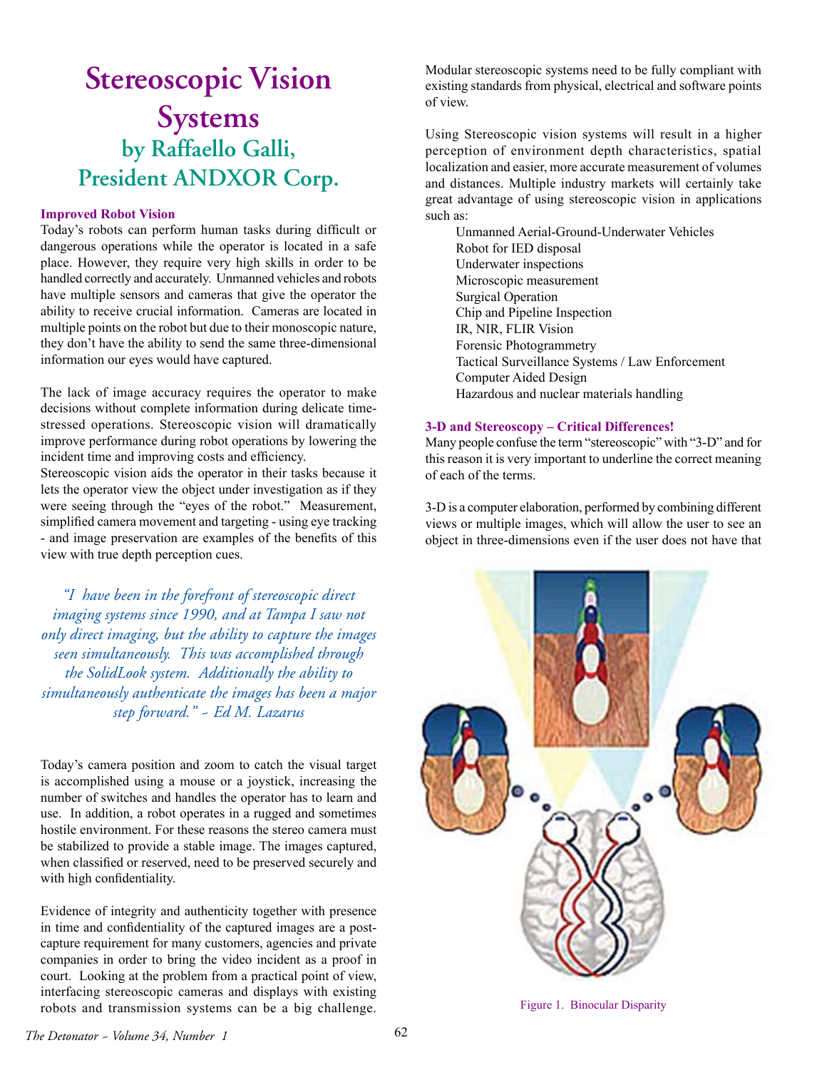# Stereoscopic Vision Systems

## by Raffaello Galli, President ANDXOR Corp.

**Improved Robot Vision**

Today's robots can perform human tasks during difficult or dangerous operations while the operator is located in a safe place. However, they require very high skills in order to be handled correctly and accurately. Unmanned vehicles and robots have multiple sensors and cameras that give the operator the ability to receive crucial information. Cameras are located in multiple points on the robot but due to their monoscopic nature, they don't have the ability to send the same three-dimensional information our eyes would have captured.

The lack of image accuracy requires the operator to make decisions without complete information during delicate time-stressed operations. Stereoscopic vision will dramatically improve performance during robot operations by lowering the incident time and improving costs and efficiency.

Stereoscopic vision aids the operator in their tasks because it lets the operator view the object under investigation as if they were seeing through the "eyes of the robot." Measurement, simplified camera movement and targeting - using eye tracking - and image preservation are examples of the benefits of this view with true depth perception cues.

*"I have been in the forefront of stereoscopic direct imaging systems since 1990, and at Tampa I saw not only direct imaging, but the ability to capture the images seen simultaneously. This was accomplished through the SolidLook system. Additionally the ability to simultaneously authenticate the images has been a major step forward." ~ Ed M. Lazarus*

Today's camera position and zoom to catch the visual target is accomplished using a mouse or a joystick, increasing the number of switches and handles the operator has to learn and use. In addition, a robot operates in a rugged and sometimes hostile environment. For these reasons the stereo camera must be stabilized to provide a stable image. The images captured, when classified or reserved, need to be preserved securely and with high confidentiality.

Evidence of integrity and authenticity together with presence in time and confidentiality of the captured images are a post-capture requirement for many customers, agencies and private companies in order to bring the video incident as a proof in court. Looking at the problem from a practical point of view, interfacing stereoscopic cameras and displays with existing robots and transmission systems can be a big challenge. Modular stereoscopic systems need to be fully compliant with existing standards from physical, electrical and software points of view.

Using Stereoscopic vision systems will result in a higher perception of environment depth characteristics, spatial localization and easier, more accurate measurement of volumes and distances. Multiple industry markets will certainly take great advantage of using stereoscopic vision in applications such as:

- Unmanned Aerial-Ground-Underwater Vehicles
- Robot for IED disposal
- Underwater inspections
- Microscopic measurement
- Surgical Operation
- Chip and Pipeline Inspection
- IR, NIR, FLIR Vision
- Forensic Photogrammetry
- Tactical Surveillance Systems / Law Enforcement
- Computer Aided Design
- Hazardous and nuclear materials handling

**3-D and Stereoscopy – Critical Differences!**

Many people confuse the term "stereoscopic" with "3-D" and for this reason it is very important to underline the correct meaning of each of the terms.

3-D is a computer elaboration, performed by combining different views or multiple images, which will allow the user to see an object in three-dimensions even if the user does not have that

Figure 1. Binocular Disparity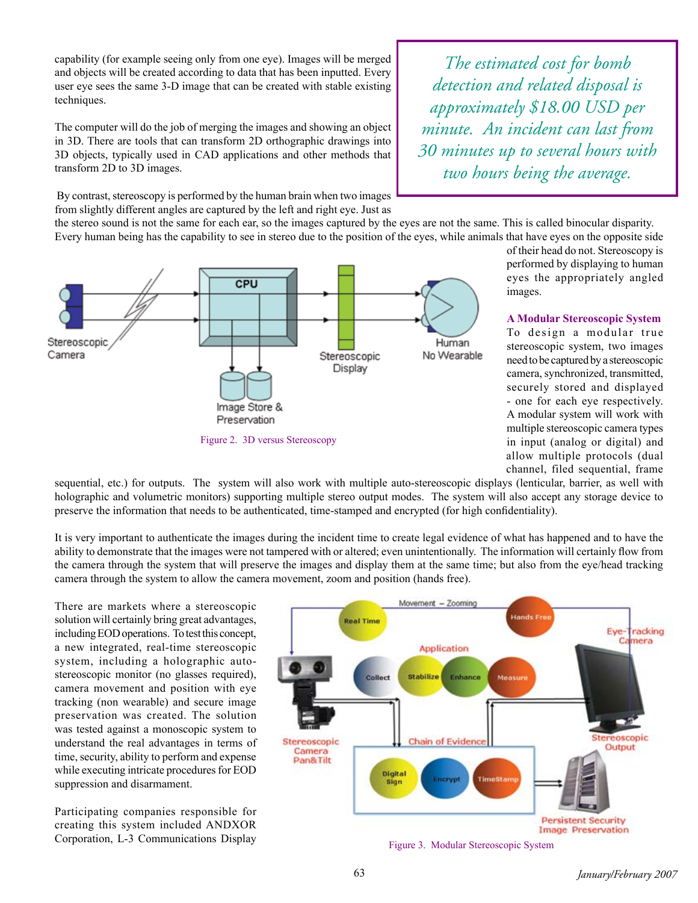capability (for example seeing only from one eye). Images will be merged and objects will be created according to data that has been inputted. Every user eye sees the same 3-D image that can be created with stable existing techniques.

*The estimated cost for bomb detection and related disposal is approximately $18.00 USD per minute. An incident can last from 30 minutes up to several hours with two hours being the average.*

The computer will do the job of merging the images and showing an object in 3D. There are tools that can transform 2D orthographic drawings into 3D objects, typically used in CAD applications and other methods that transform 2D to 3D images.

By contrast, stereoscopy is performed by the human brain when two images from slightly different angles are captured by the left and right eye. Just as the stereo sound is not the same for each ear, so the images captured by the eyes are not the same. This is called binocular disparity. Every human being has the capability to see in stereo due to the position of the eyes, while animals that have eyes on the opposite side of their head do not. Stereoscopy is performed by displaying to human eyes the appropriately angled images.

Figure 2. 3D versus Stereoscopy

## A Modular Stereoscopic System

To design a modular true stereoscopic system, two images need to be captured by a stereoscopic camera, synchronized, transmitted, securely stored and displayed - one for each eye respectively. A modular system will work with multiple stereoscopic camera types in input (analog or digital) and allow multiple protocols (dual channel, filed sequential, frame sequential, etc.) for outputs. The system will also work with multiple auto-stereoscopic displays (lenticular, barrier, as well with holographic and volumetric monitors) supporting multiple stereo output modes. The system will also accept any storage device to preserve the information that needs to be authenticated, time-stamped and encrypted (for high confidentiality).

It is very important to authenticate the images during the incident time to create legal evidence of what has happened and to have the ability to demonstrate that the images were not tampered with or altered; even unintentionally. The information will certainly flow from the camera through the system that will preserve the images and display them at the same time; but also from the eye/head tracking camera through the system to allow the camera movement, zoom and position (hands free).

There are markets where a stereoscopic solution will certainly bring great advantages, including EOD operations. To test this concept, a new integrated, real-time stereoscopic system, including a holographic auto-stereoscopic monitor (no glasses required), camera movement and position with eye tracking (non wearable) and secure image preservation was created. The solution was tested against a monoscopic system to understand the real advantages in terms of time, security, ability to perform and expense while executing intricate procedures for EOD suppression and disarmament.

Figure 3. Modular Stereoscopic System

Participating companies responsible for creating this system included ANDXOR Corporation, L-3 Communications Display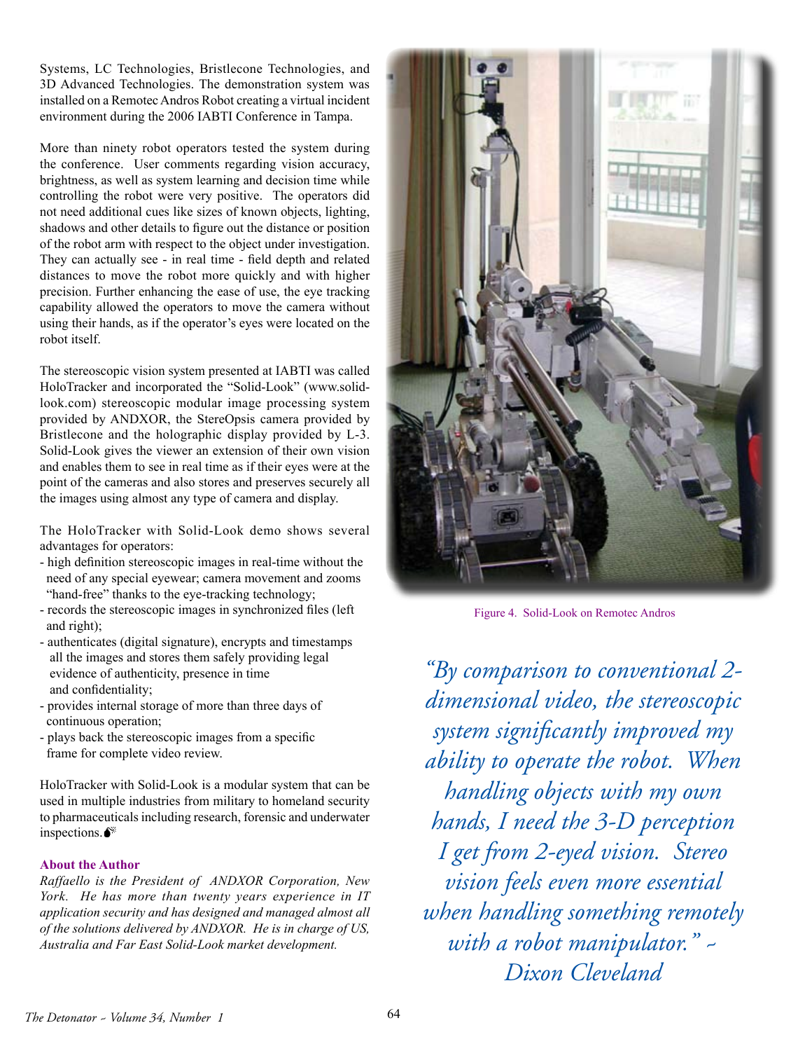Systems, LC Technologies, Bristlecone Technologies, and 3D Advanced Technologies. The demonstration system was installed on a Remotec Andros Robot creating a virtual incident environment during the 2006 IABTI Conference in Tampa.

More than ninety robot operators tested the system during the conference. User comments regarding vision accuracy, brightness, as well as system learning and decision time while controlling the robot were very positive. The operators did not need additional cues like sizes of known objects, lighting, shadows and other details to figure out the distance or position of the robot arm with respect to the object under investigation. They can actually see - in real time - field depth and related distances to move the robot more quickly and with higher precision. Further enhancing the ease of use, the eye tracking capability allowed the operators to move the camera without using their hands, as if the operator's eyes were located on the robot itself.

The stereoscopic vision system presented at IABTI was called HoloTracker and incorporated the "Solid-Look" (www.solid-look.com) stereoscopic modular image processing system provided by ANDXOR, the StereOpsis camera provided by Bristlecone and the holographic display provided by L-3. Solid-Look gives the viewer an extension of their own vision and enables them to see in real time as if their eyes were at the point of the cameras and also stores and preserves securely all the images using almost any type of camera and display.

The HoloTracker with Solid-Look demo shows several advantages for operators:

- high definition stereoscopic images in real-time without the need of any special eyewear; camera movement and zooms "hand-free" thanks to the eye-tracking technology;
- records the stereoscopic images in synchronized files (left and right);
- authenticates (digital signature), encrypts and timestamps all the images and stores them safely providing legal evidence of authenticity, presence in time and confidentiality;
- provides internal storage of more than three days of continuous operation;
- plays back the stereoscopic images from a specific frame for complete video review.

HoloTracker with Solid-Look is a modular system that can be used in multiple industries from military to homeland security to pharmaceuticals including research, forensic and underwater inspections.

**About the Author**

*Raffaello is the President of ANDXOR Corporation, New York. He has more than twenty years experience in IT application security and has designed and managed almost all of the solutions delivered by ANDXOR. He is in charge of US, Australia and Far East Solid-Look market development.*

Figure 4. Solid-Look on Remotec Andros

*"By comparison to conventional 2-dimensional video, the stereoscopic system significantly improved my ability to operate the robot. When handling objects with my own hands, I need the 3-D perception I get from 2-eyed vision. Stereo vision feels even more essential when handling something remotely with a robot manipulator." ~ Dixon Cleveland*